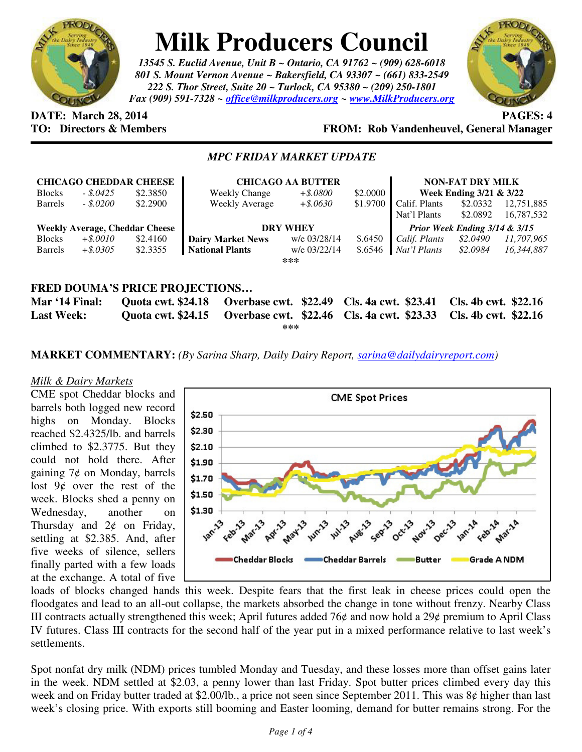# Milk Producers Council

*13545 S. Euclid Avenue, Unit B ~ Ontario, CA 91762 ~ (909) 628-6018*
*801 S. Mount Vernon Avenue ~ Bakersfield, CA 93307 ~ (661) 833-2549*
*222 S. Thor Street, Suite 20 ~ Turlock, CA 95380 ~ (209) 250-1801*
*Fax (909) 591-7328 ~ office@milkproducers.org ~ www.MilkProducers.org*

**DATE: March 28, 2014** **PAGES: 4**
**TO: Directors & Members** **FROM: Rob Vandenheuvel, General Manager**

## *MPC FRIDAY MARKET UPDATE*

| **CHICAGO CHEDDAR CHEESE** | | | **CHICAGO AA BUTTER** | | | **NON-FAT DRY MILK** | | |
|---|---|---|---|---|---|---|---|---|
| Blocks | *- $.0425* | $2.3850 | Weekly Change | *+$.0800* | $2.0000 | **Week Ending 3/21 & 3/22** | | |
| Barrels | *- $.0200* | $2.2900 | Weekly Average | *+$.0630* | $1.9700 | Calif. Plants | $2.0332 | 12,751,885 |
| | | | | | | Nat'l Plants | $2.0892 | 16,787,532 |
| **Weekly Average, Cheddar Cheese** | | | **DRY WHEY** | | | ***Prior Week Ending 3/14 & 3/15*** | | |
| Blocks | *+$.0010* | $2.4160 | **Dairy Market News** | w/e 03/28/14 | $.6450 | *Calif. Plants* | *$2.0490* | *11,707,965* |
| Barrels | *+$.0305* | $2.3355 | **National Plants** | w/e 03/22/14 | $.6546 | *Nat'l Plants* | *$2.0984* | *16,344,887* |

\*\*\*

### FRED DOUMA'S PRICE PROJECTIONS…

| | | | | |
|---|---|---|---|---|
| **Mar '14 Final:** | **Quota cwt. $24.18** | **Overbase cwt. $22.49** | **Cls. 4a cwt. $23.41** | **Cls. 4b cwt. $22.16** |
| **Last Week:** | **Quota cwt. $24.15** | **Overbase cwt. $22.46** | **Cls. 4a cwt. $23.33** | **Cls. 4b cwt. $22.16** |

\*\*\*

**MARKET COMMENTARY:** *(By Sarina Sharp, Daily Dairy Report, sarina@dailydairyreport.com)*

<u>*Milk & Dairy Markets*</u>

CME spot Cheddar blocks and barrels both logged new record highs on Monday. Blocks reached $2.4325/lb. and barrels climbed to $2.3775. But they could not hold there. After gaining 7¢ on Monday, barrels lost 9¢ over the rest of the week. Blocks shed a penny on Wednesday, another on Thursday and 2¢ on Friday, settling at $2.385. And, after five weeks of silence, sellers finally parted with a few loads at the exchange. A total of five loads of blocks changed hands this week. Despite fears that the first leak in cheese prices could open the floodgates and lead to an all-out collapse, the markets absorbed the change in tone without frenzy. Nearby Class III contracts actually strengthened this week; April futures added 76¢ and now hold a 29¢ premium to April Class IV futures. Class III contracts for the second half of the year put in a mixed performance relative to last week's settlements.

Spot nonfat dry milk (NDM) prices tumbled Monday and Tuesday, and these losses more than offset gains later in the week. NDM settled at $2.03, a penny lower than last Friday. Spot butter prices climbed every day this week and on Friday butter traded at $2.00/lb., a price not seen since September 2011. This was 8¢ higher than last week's closing price. With exports still booming and Easter looming, demand for butter remains strong. For the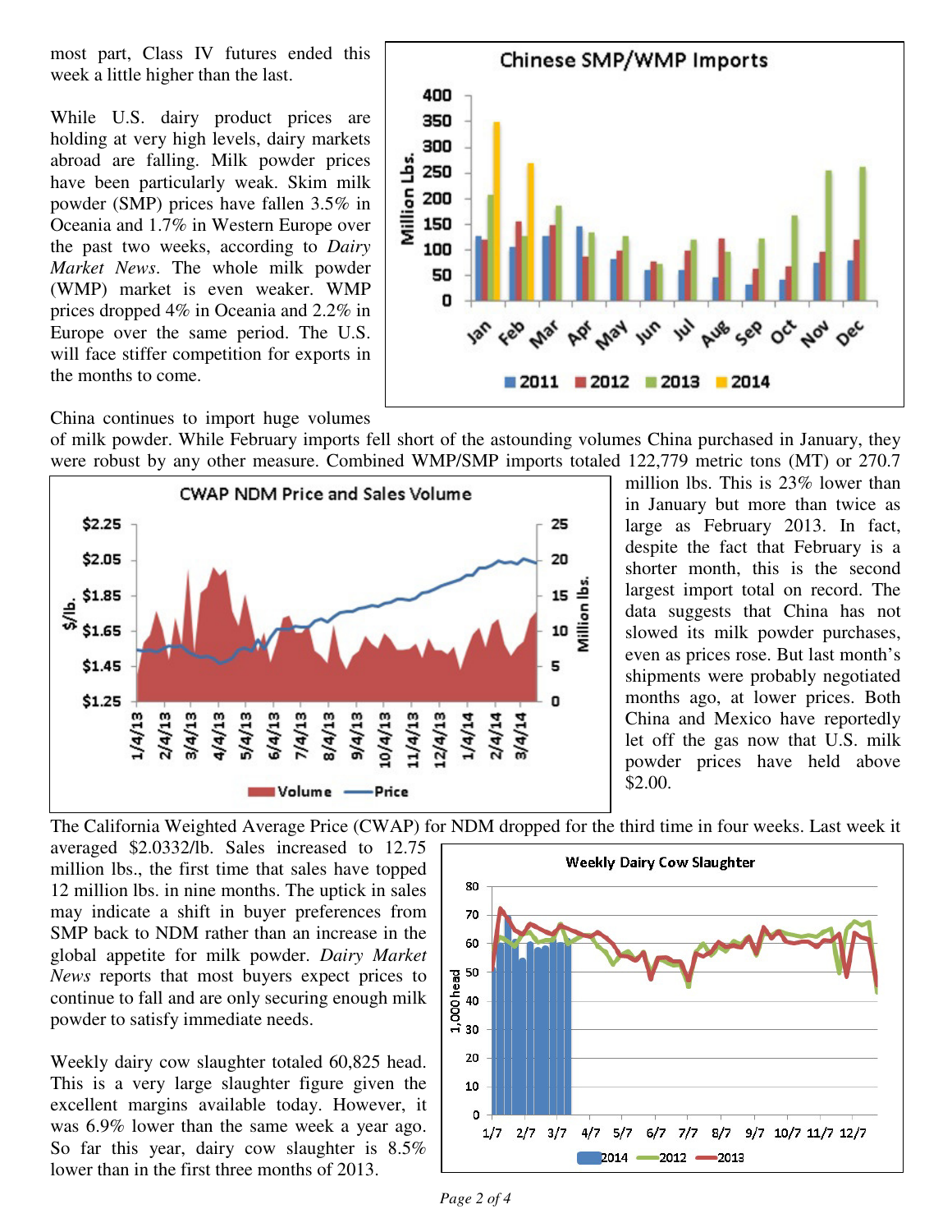most part, Class IV futures ended this week a little higher than the last.

While U.S. dairy product prices are holding at very high levels, dairy markets abroad are falling. Milk powder prices have been particularly weak. Skim milk powder (SMP) prices have fallen 3.5% in Oceania and 1.7% in Western Europe over the past two weeks, according to *Dairy Market News*. The whole milk powder (WMP) market is even weaker. WMP prices dropped 4% in Oceania and 2.2% in Europe over the same period. The U.S. will face stiffer competition for exports in the months to come.

China continues to import huge volumes of milk powder. While February imports fell short of the astounding volumes China purchased in January, they were robust by any other measure. Combined WMP/SMP imports totaled 122,779 metric tons (MT) or 270.7 million lbs. This is 23% lower than in January but more than twice as large as February 2013. In fact, despite the fact that February is a shorter month, this is the second largest import total on record. The data suggests that China has not slowed its milk powder purchases, even as prices rose. But last month's shipments were probably negotiated months ago, at lower prices. Both China and Mexico have reportedly let off the gas now that U.S. milk powder prices have held above $2.00.

The California Weighted Average Price (CWAP) for NDM dropped for the third time in four weeks. Last week it averaged $2.0332/lb. Sales increased to 12.75 million lbs., the first time that sales have topped 12 million lbs. in nine months. The uptick in sales may indicate a shift in buyer preferences from SMP back to NDM rather than an increase in the global appetite for milk powder. *Dairy Market News* reports that most buyers expect prices to continue to fall and are only securing enough milk powder to satisfy immediate needs.

Weekly dairy cow slaughter totaled 60,825 head. This is a very large slaughter figure given the excellent margins available today. However, it was 6.9% lower than the same week a year ago. So far this year, dairy cow slaughter is 8.5% lower than in the first three months of 2013.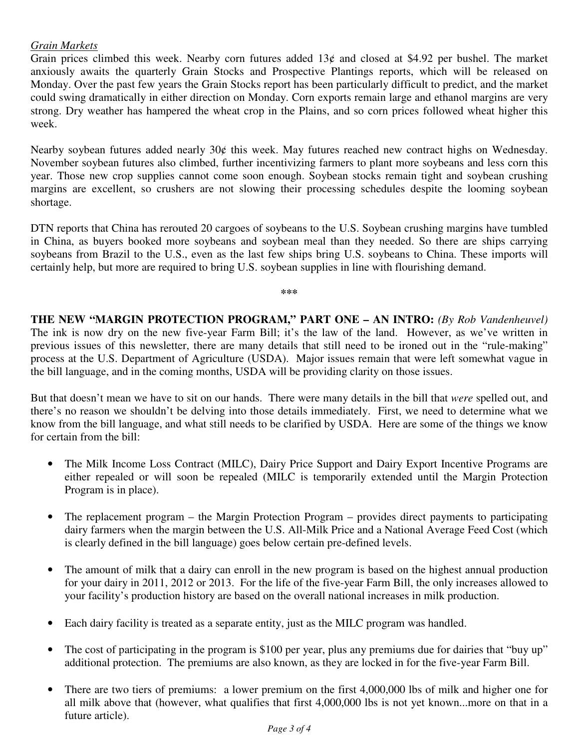*Grain Markets*

Grain prices climbed this week. Nearby corn futures added 13¢ and closed at $4.92 per bushel. The market anxiously awaits the quarterly Grain Stocks and Prospective Plantings reports, which will be released on Monday. Over the past few years the Grain Stocks report has been particularly difficult to predict, and the market could swing dramatically in either direction on Monday. Corn exports remain large and ethanol margins are very strong. Dry weather has hampered the wheat crop in the Plains, and so corn prices followed wheat higher this week.

Nearby soybean futures added nearly 30¢ this week. May futures reached new contract highs on Wednesday. November soybean futures also climbed, further incentivizing farmers to plant more soybeans and less corn this year. Those new crop supplies cannot come soon enough. Soybean stocks remain tight and soybean crushing margins are excellent, so crushers are not slowing their processing schedules despite the looming soybean shortage.

DTN reports that China has rerouted 20 cargoes of soybeans to the U.S. Soybean crushing margins have tumbled in China, as buyers booked more soybeans and soybean meal than they needed. So there are ships carrying soybeans from Brazil to the U.S., even as the last few ships bring U.S. soybeans to China. These imports will certainly help, but more are required to bring U.S. soybean supplies in line with flourishing demand.

***

**THE NEW "MARGIN PROTECTION PROGRAM," PART ONE – AN INTRO:** *(By Rob Vandenheuvel)* The ink is now dry on the new five-year Farm Bill; it's the law of the land. However, as we've written in previous issues of this newsletter, there are many details that still need to be ironed out in the "rule-making" process at the U.S. Department of Agriculture (USDA). Major issues remain that were left somewhat vague in the bill language, and in the coming months, USDA will be providing clarity on those issues.

But that doesn't mean we have to sit on our hands. There were many details in the bill that *were* spelled out, and there's no reason we shouldn't be delving into those details immediately. First, we need to determine what we know from the bill language, and what still needs to be clarified by USDA. Here are some of the things we know for certain from the bill:

- The Milk Income Loss Contract (MILC), Dairy Price Support and Dairy Export Incentive Programs are either repealed or will soon be repealed (MILC is temporarily extended until the Margin Protection Program is in place).
- The replacement program – the Margin Protection Program – provides direct payments to participating dairy farmers when the margin between the U.S. All-Milk Price and a National Average Feed Cost (which is clearly defined in the bill language) goes below certain pre-defined levels.
- The amount of milk that a dairy can enroll in the new program is based on the highest annual production for your dairy in 2011, 2012 or 2013. For the life of the five-year Farm Bill, the only increases allowed to your facility's production history are based on the overall national increases in milk production.
- Each dairy facility is treated as a separate entity, just as the MILC program was handled.
- The cost of participating in the program is $100 per year, plus any premiums due for dairies that "buy up" additional protection. The premiums are also known, as they are locked in for the five-year Farm Bill.
- There are two tiers of premiums: a lower premium on the first 4,000,000 lbs of milk and higher one for all milk above that (however, what qualifies that first 4,000,000 lbs is not yet known...more on that in a future article).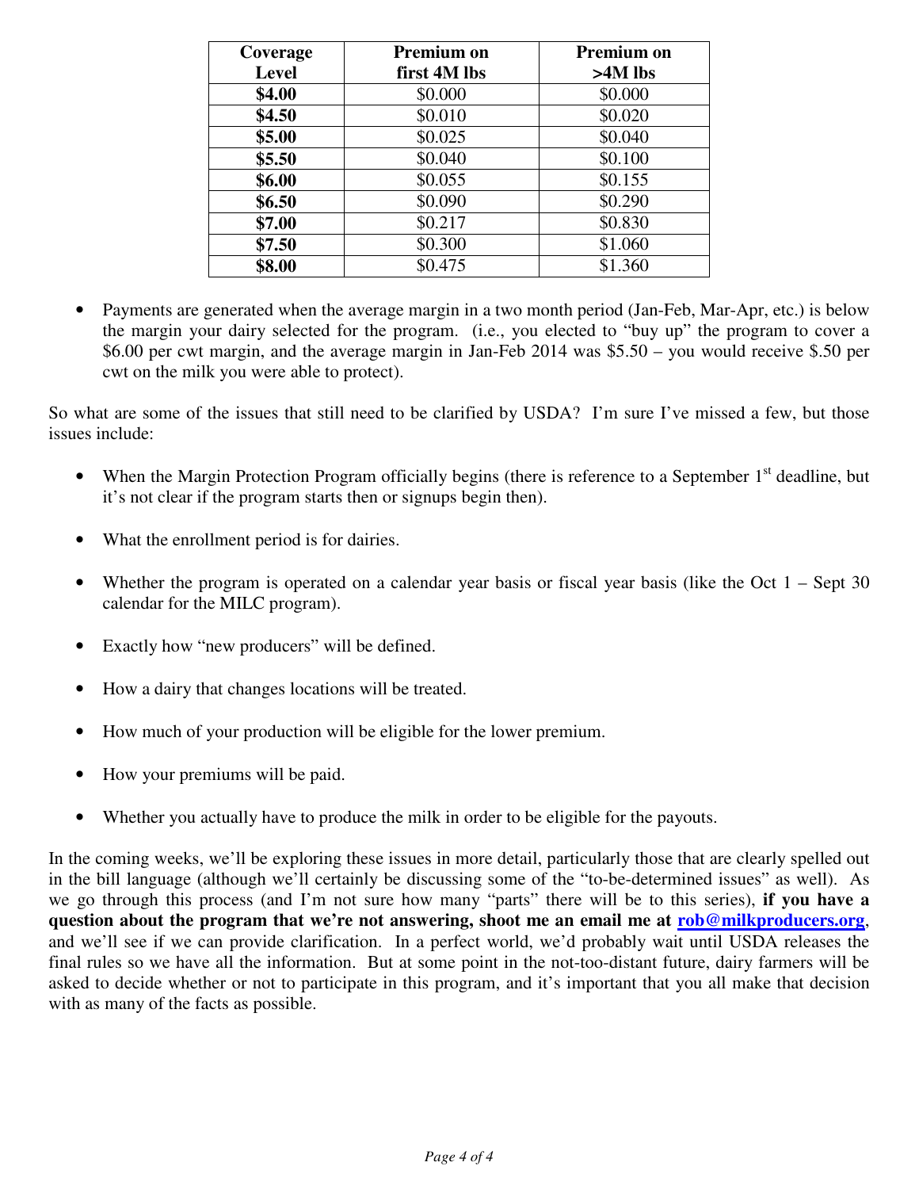| Coverage Level | Premium on first 4M lbs | Premium on >4M lbs |
|---|---|---|
| **$4.00** | $0.000 | $0.000 |
| **$4.50** | $0.010 | $0.020 |
| **$5.00** | $0.025 | $0.040 |
| **$5.50** | $0.040 | $0.100 |
| **$6.00** | $0.055 | $0.155 |
| **$6.50** | $0.090 | $0.290 |
| **$7.00** | $0.217 | $0.830 |
| **$7.50** | $0.300 | $1.060 |
| **$8.00** | $0.475 | $1.360 |

- Payments are generated when the average margin in a two month period (Jan-Feb, Mar-Apr, etc.) is below the margin your dairy selected for the program. (i.e., you elected to "buy up" the program to cover a $6.00 per cwt margin, and the average margin in Jan-Feb 2014 was $5.50 – you would receive $.50 per cwt on the milk you were able to protect).

So what are some of the issues that still need to be clarified by USDA? I'm sure I've missed a few, but those issues include:

- When the Margin Protection Program officially begins (there is reference to a September 1st deadline, but it's not clear if the program starts then or signups begin then).
- What the enrollment period is for dairies.
- Whether the program is operated on a calendar year basis or fiscal year basis (like the Oct 1 – Sept 30 calendar for the MILC program).
- Exactly how "new producers" will be defined.
- How a dairy that changes locations will be treated.
- How much of your production will be eligible for the lower premium.
- How your premiums will be paid.
- Whether you actually have to produce the milk in order to be eligible for the payouts.

In the coming weeks, we'll be exploring these issues in more detail, particularly those that are clearly spelled out in the bill language (although we'll certainly be discussing some of the "to-be-determined issues" as well). As we go through this process (and I'm not sure how many "parts" there will be to this series), **if you have a question about the program that we're not answering, shoot me an email me at [rob@milkproducers.org](mailto:rob@milkproducers.org)**, and we'll see if we can provide clarification. In a perfect world, we'd probably wait until USDA releases the final rules so we have all the information. But at some point in the not-too-distant future, dairy farmers will be asked to decide whether or not to participate in this program, and it's important that you all make that decision with as many of the facts as possible.